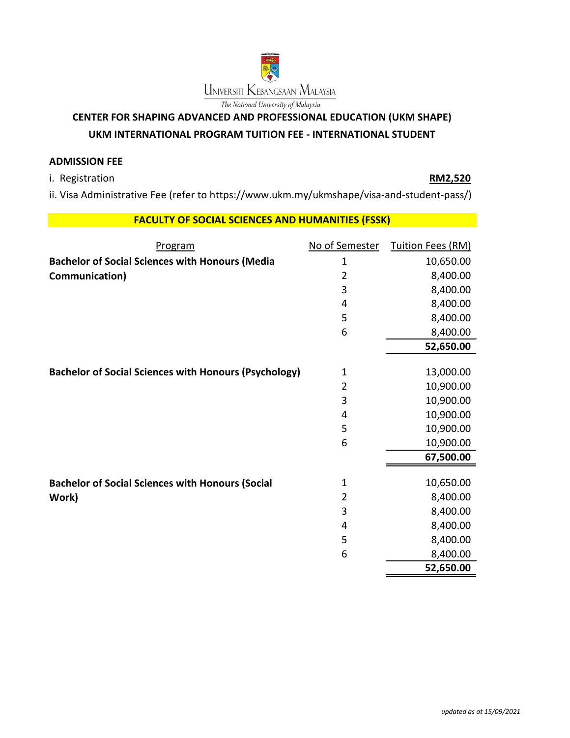UNIVERSITI KEBANGSAAN MALAYSIA

*The National University of Malaysia*

## CENTER FOR SHAPING ADVANCED AND PROFESSIONAL EDUCATION (UKM SHAPE)

## UKM INTERNATIONAL PROGRAM TUITION FEE - INTERNATIONAL STUDENT

**ADMISSION FEE**

i. Registration **RM2,520**

ii. Visa Administrative Fee (refer to https://www.ukm.my/ukmshape/visa-and-student-pass/)

### FACULTY OF SOCIAL SCIENCES AND HUMANITIES (FSSK)

| Program | No of Semester | Tuition Fees (RM) |
| --- | --- | --- |
| **Bachelor of Social Sciences with Honours (Media Communication)** | 1 | 10,650.00 |
| | 2 | 8,400.00 |
| | 3 | 8,400.00 |
| | 4 | 8,400.00 |
| | 5 | 8,400.00 |
| | 6 | 8,400.00 |
| | | **52,650.00** |
| **Bachelor of Social Sciences with Honours (Psychology)** | 1 | 13,000.00 |
| | 2 | 10,900.00 |
| | 3 | 10,900.00 |
| | 4 | 10,900.00 |
| | 5 | 10,900.00 |
| | 6 | 10,900.00 |
| | | **67,500.00** |
| **Bachelor of Social Sciences with Honours (Social Work)** | 1 | 10,650.00 |
| | 2 | 8,400.00 |
| | 3 | 8,400.00 |
| | 4 | 8,400.00 |
| | 5 | 8,400.00 |
| | 6 | 8,400.00 |
| | | **52,650.00** |

*updated as at 15/09/2021*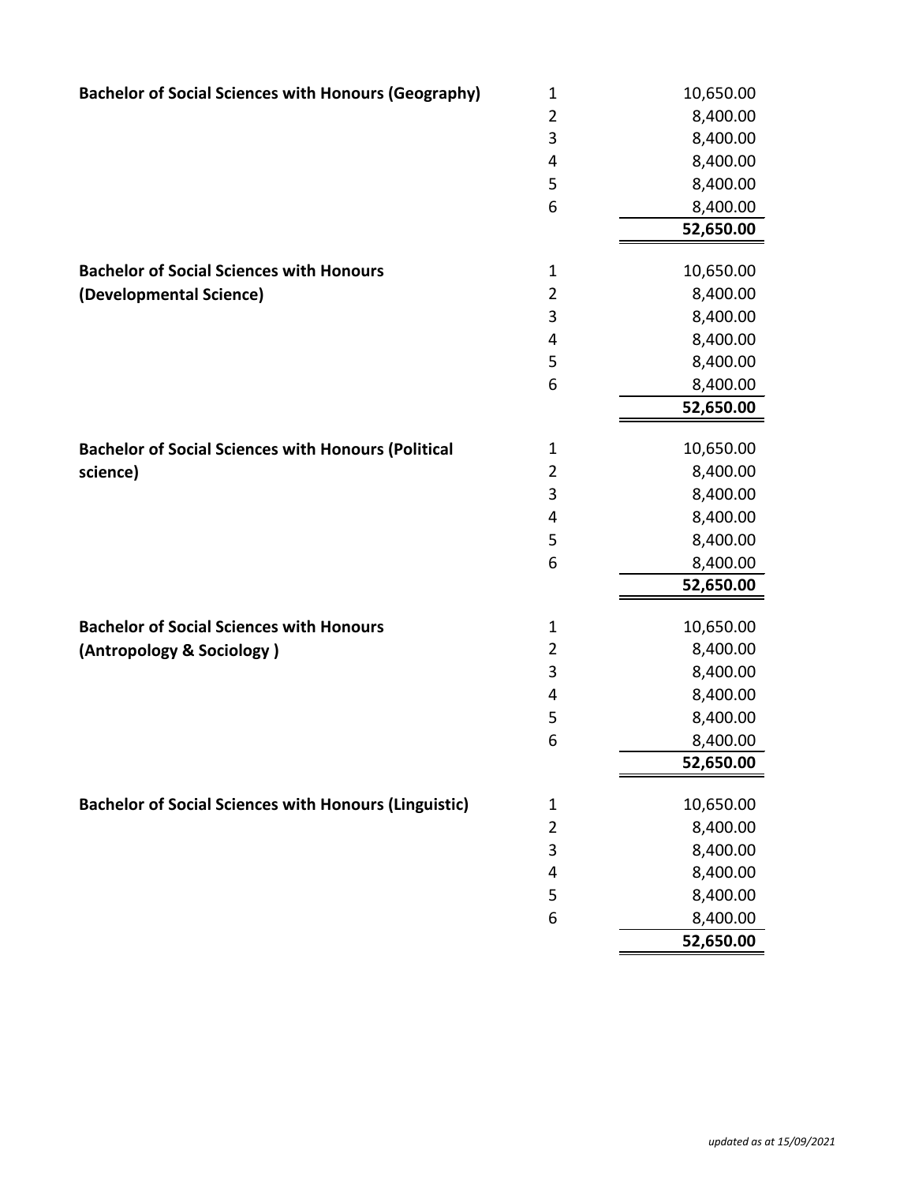| Programme | Semester | Amount |
|---|---|---|
| **Bachelor of Social Sciences with Honours (Geography)** | 1 | 10,650.00 |
| | 2 | 8,400.00 |
| | 3 | 8,400.00 |
| | 4 | 8,400.00 |
| | 5 | 8,400.00 |
| | 6 | 8,400.00 |
| | | **52,650.00** |
| **Bachelor of Social Sciences with Honours (Developmental Science)** | 1 | 10,650.00 |
| | 2 | 8,400.00 |
| | 3 | 8,400.00 |
| | 4 | 8,400.00 |
| | 5 | 8,400.00 |
| | 6 | 8,400.00 |
| | | **52,650.00** |
| **Bachelor of Social Sciences with Honours (Political science)** | 1 | 10,650.00 |
| | 2 | 8,400.00 |
| | 3 | 8,400.00 |
| | 4 | 8,400.00 |
| | 5 | 8,400.00 |
| | 6 | 8,400.00 |
| | | **52,650.00** |
| **Bachelor of Social Sciences with Honours (Antropology & Sociology )** | 1 | 10,650.00 |
| | 2 | 8,400.00 |
| | 3 | 8,400.00 |
| | 4 | 8,400.00 |
| | 5 | 8,400.00 |
| | 6 | 8,400.00 |
| | | **52,650.00** |
| **Bachelor of Social Sciences with Honours (Linguistic)** | 1 | 10,650.00 |
| | 2 | 8,400.00 |
| | 3 | 8,400.00 |
| | 4 | 8,400.00 |
| | 5 | 8,400.00 |
| | 6 | 8,400.00 |
| | | **52,650.00** |

*updated as at 15/09/2021*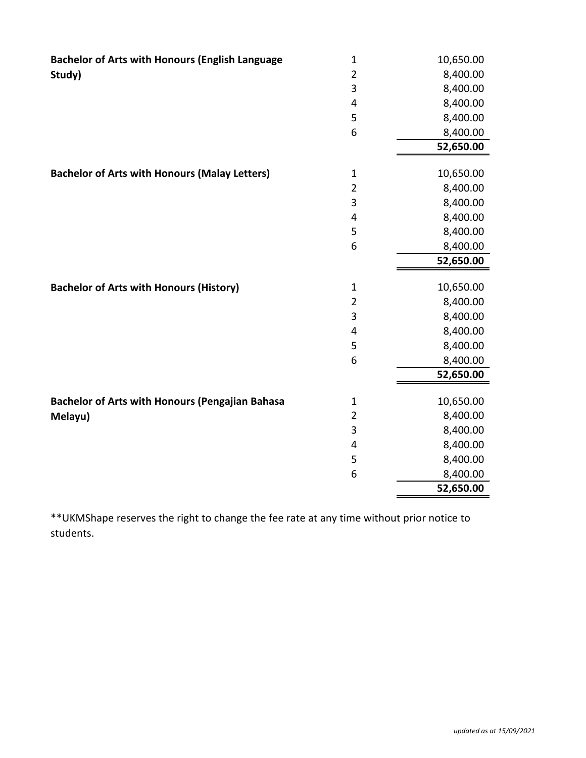| | | |
|---|---|---|
| **Bachelor of Arts with Honours (English Language Study)** | 1 | 10,650.00 |
| | 2 | 8,400.00 |
| | 3 | 8,400.00 |
| | 4 | 8,400.00 |
| | 5 | 8,400.00 |
| | 6 | 8,400.00 |
| | | **52,650.00** |
| **Bachelor of Arts with Honours (Malay Letters)** | 1 | 10,650.00 |
| | 2 | 8,400.00 |
| | 3 | 8,400.00 |
| | 4 | 8,400.00 |
| | 5 | 8,400.00 |
| | 6 | 8,400.00 |
| | | **52,650.00** |
| **Bachelor of Arts with Honours (History)** | 1 | 10,650.00 |
| | 2 | 8,400.00 |
| | 3 | 8,400.00 |
| | 4 | 8,400.00 |
| | 5 | 8,400.00 |
| | 6 | 8,400.00 |
| | | **52,650.00** |
| **Bachelor of Arts with Honours (Pengajian Bahasa Melayu)** | 1 | 10,650.00 |
| | 2 | 8,400.00 |
| | 3 | 8,400.00 |
| | 4 | 8,400.00 |
| | 5 | 8,400.00 |
| | 6 | 8,400.00 |
| | | **52,650.00** |

**UKMShape reserves the right to change the fee rate at any time without prior notice to students.

*updated as at 15/09/2021*